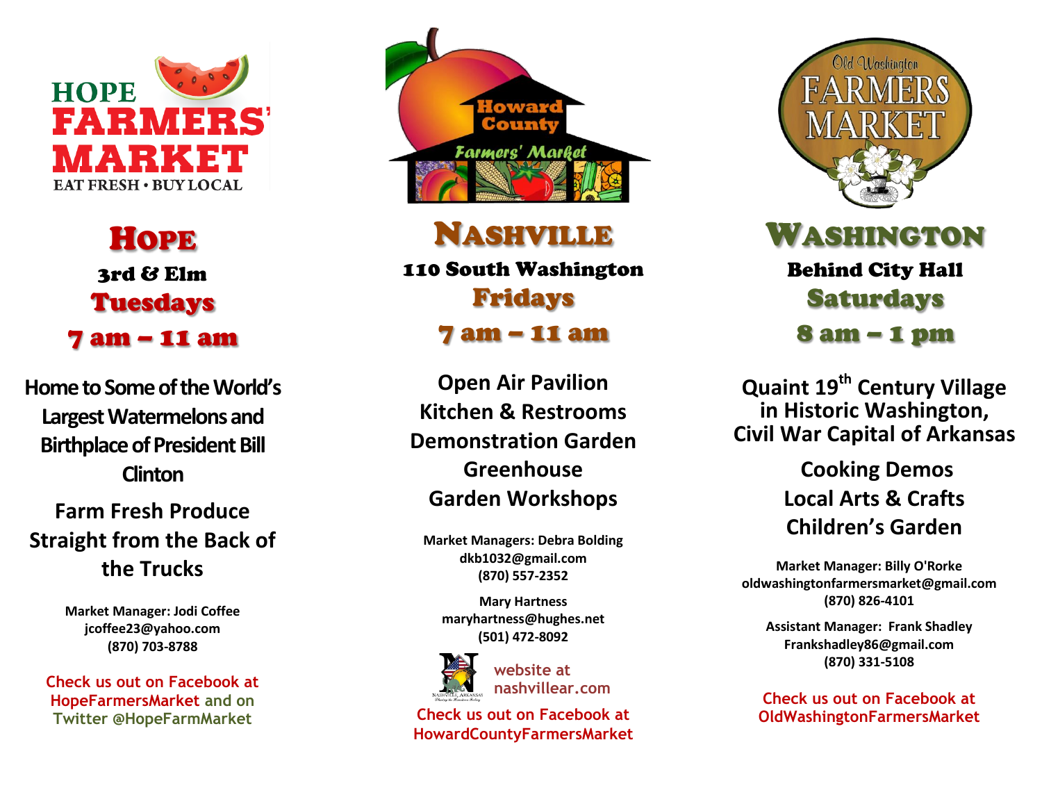HOPE FARMERS' MARKET
EAT FRESH • BUY LOCAL

# Hope

**3rd & Elm**

**Tuesdays**

**7 am – 11 am**

**Home to Some of the World's Largest Watermelons and Birthplace of President Bill Clinton**

**Farm Fresh Produce Straight from the Back of the Trucks**

**Market Manager: Jodi Coffee**
**jcoffee23@yahoo.com**
**(870) 703-8788**

Check us out on Facebook at HopeFarmersMarket and on Twitter @HopeFarmMarket

Howard County Farmers' Market

# Nashville

**110 South Washington**

**Fridays**

**7 am – 11 am**

**Open Air Pavilion**
**Kitchen & Restrooms**
**Demonstration Garden**
**Greenhouse**
**Garden Workshops**

**Market Managers: Debra Bolding**
**dkb1032@gmail.com**
**(870) 557-2352**

**Mary Hartness**
**maryhartness@hughes.net**
**(501) 472-8092**

website at nashvillear.com

Check us out on Facebook at HowardCountyFarmersMarket

Old Washington FARMERS MARKET

# Washington

**Behind City Hall**

**Saturdays**

**8 am – 1 pm**

**Quaint 19th Century Village in Historic Washington, Civil War Capital of Arkansas**

**Cooking Demos**
**Local Arts & Crafts**
**Children's Garden**

**Market Manager: Billy O'Rorke**
**oldwashingtonfarmersmarket@gmail.com**
**(870) 826-4101**

**Assistant Manager: Frank Shadley**
**Frankshadley86@gmail.com**
**(870) 331-5108**

Check us out on Facebook at OldWashingtonFarmersMarket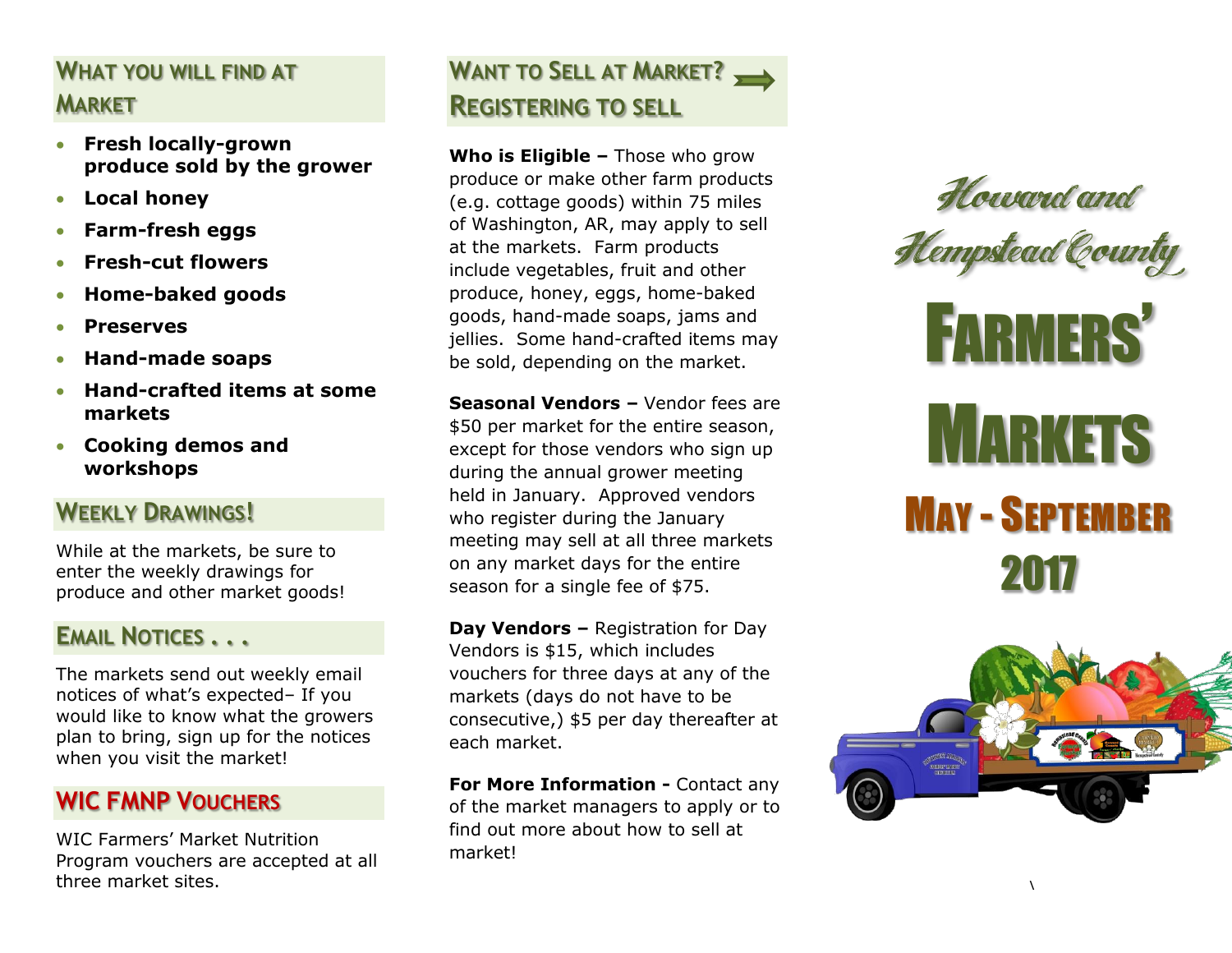## What You Will Find at Market

- **Fresh locally-grown produce sold by the grower**
- **Local honey**
- **Farm-fresh eggs**
- **Fresh-cut flowers**
- **Home-baked goods**
- **Preserves**
- **Hand-made soaps**
- **Hand-crafted items at some markets**
- **Cooking demos and workshops**

## Weekly Drawings!

While at the markets, be sure to enter the weekly drawings for produce and other market goods!

## Email Notices . . .

The markets send out weekly email notices of what's expected– If you would like to know what the growers plan to bring, sign up for the notices when you visit the market!

## WIC FMNP Vouchers

WIC Farmers' Market Nutrition Program vouchers are accepted at all three market sites.

## Want to Sell at Market? Registering to Sell

**Who is Eligible –** Those who grow produce or make other farm products (e.g. cottage goods) within 75 miles of Washington, AR, may apply to sell at the markets. Farm products include vegetables, fruit and other produce, honey, eggs, home-baked goods, hand-made soaps, jams and jellies. Some hand-crafted items may be sold, depending on the market.

**Seasonal Vendors –** Vendor fees are $50 per market for the entire season, except for those vendors who sign up during the annual grower meeting held in January. Approved vendors who register during the January meeting may sell at all three markets on any market days for the entire season for a single fee of $75.

**Day Vendors –** Registration for Day Vendors is $15, which includes vouchers for three days at any of the markets (days do not have to be consecutive,) $5 per day thereafter at each market.

**For More Information -** Contact any of the market managers to apply or to find out more about how to sell at market!

# Howard and Hempstead County

# Farmers' Markets

## May - September 2017